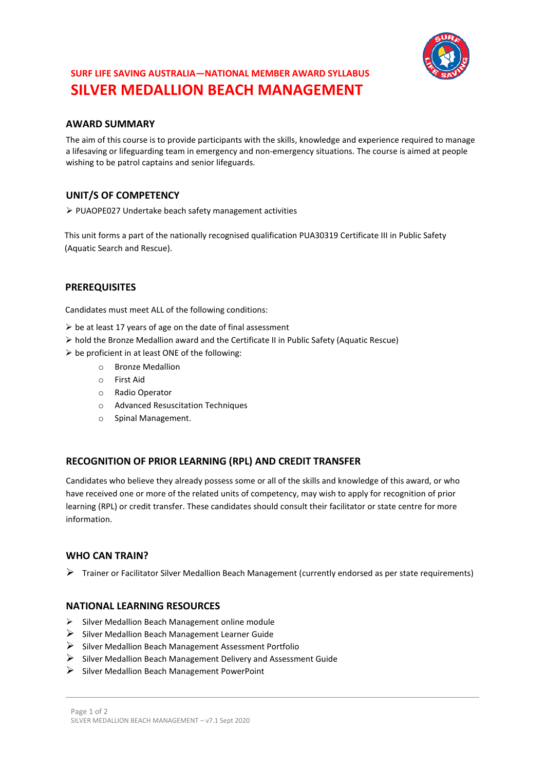**SURF LIFE SAVING AUSTRALIA—NATIONAL MEMBER AWARD SYLLABUS**

# SILVER MEDALLION BEACH MANAGEMENT

## AWARD SUMMARY

The aim of this course is to provide participants with the skills, knowledge and experience required to manage a lifesaving or lifeguarding team in emergency and non-emergency situations. The course is aimed at people wishing to be patrol captains and senior lifeguards.

## UNIT/S OF COMPETENCY

- PUAOPE027 Undertake beach safety management activities

This unit forms a part of the nationally recognised qualification PUA30319 Certificate III in Public Safety (Aquatic Search and Rescue).

## PREREQUISITES

Candidates must meet ALL of the following conditions:

- be at least 17 years of age on the date of final assessment
- hold the Bronze Medallion award and the Certificate II in Public Safety (Aquatic Rescue)
- be proficient in at least ONE of the following:
  - Bronze Medallion
  - First Aid
  - Radio Operator
  - Advanced Resuscitation Techniques
  - Spinal Management.

## RECOGNITION OF PRIOR LEARNING (RPL) AND CREDIT TRANSFER

Candidates who believe they already possess some or all of the skills and knowledge of this award, or who have received one or more of the related units of competency, may wish to apply for recognition of prior learning (RPL) or credit transfer. These candidates should consult their facilitator or state centre for more information.

## WHO CAN TRAIN?

- Trainer or Facilitator Silver Medallion Beach Management (currently endorsed as per state requirements)

## NATIONAL LEARNING RESOURCES

- Silver Medallion Beach Management online module
- Silver Medallion Beach Management Learner Guide
- Silver Medallion Beach Management Assessment Portfolio
- Silver Medallion Beach Management Delivery and Assessment Guide
- Silver Medallion Beach Management PowerPoint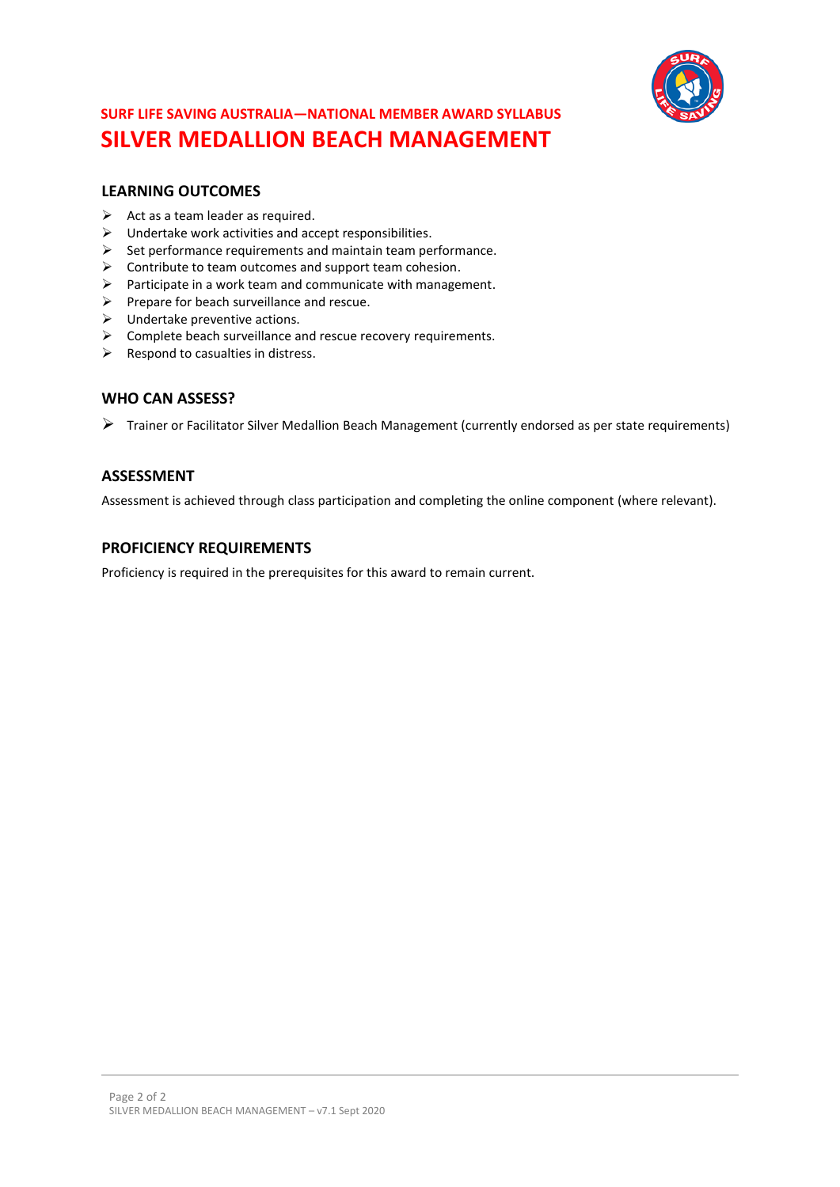SURF LIFE SAVING AUSTRALIA—NATIONAL MEMBER AWARD SYLLABUS

# SILVER MEDALLION BEACH MANAGEMENT

## LEARNING OUTCOMES

- Act as a team leader as required.
- Undertake work activities and accept responsibilities.
- Set performance requirements and maintain team performance.
- Contribute to team outcomes and support team cohesion.
- Participate in a work team and communicate with management.
- Prepare for beach surveillance and rescue.
- Undertake preventive actions.
- Complete beach surveillance and rescue recovery requirements.
- Respond to casualties in distress.

## WHO CAN ASSESS?

- Trainer or Facilitator Silver Medallion Beach Management (currently endorsed as per state requirements)

## ASSESSMENT

Assessment is achieved through class participation and completing the online component (where relevant).

## PROFICIENCY REQUIREMENTS

Proficiency is required in the prerequisites for this award to remain current.